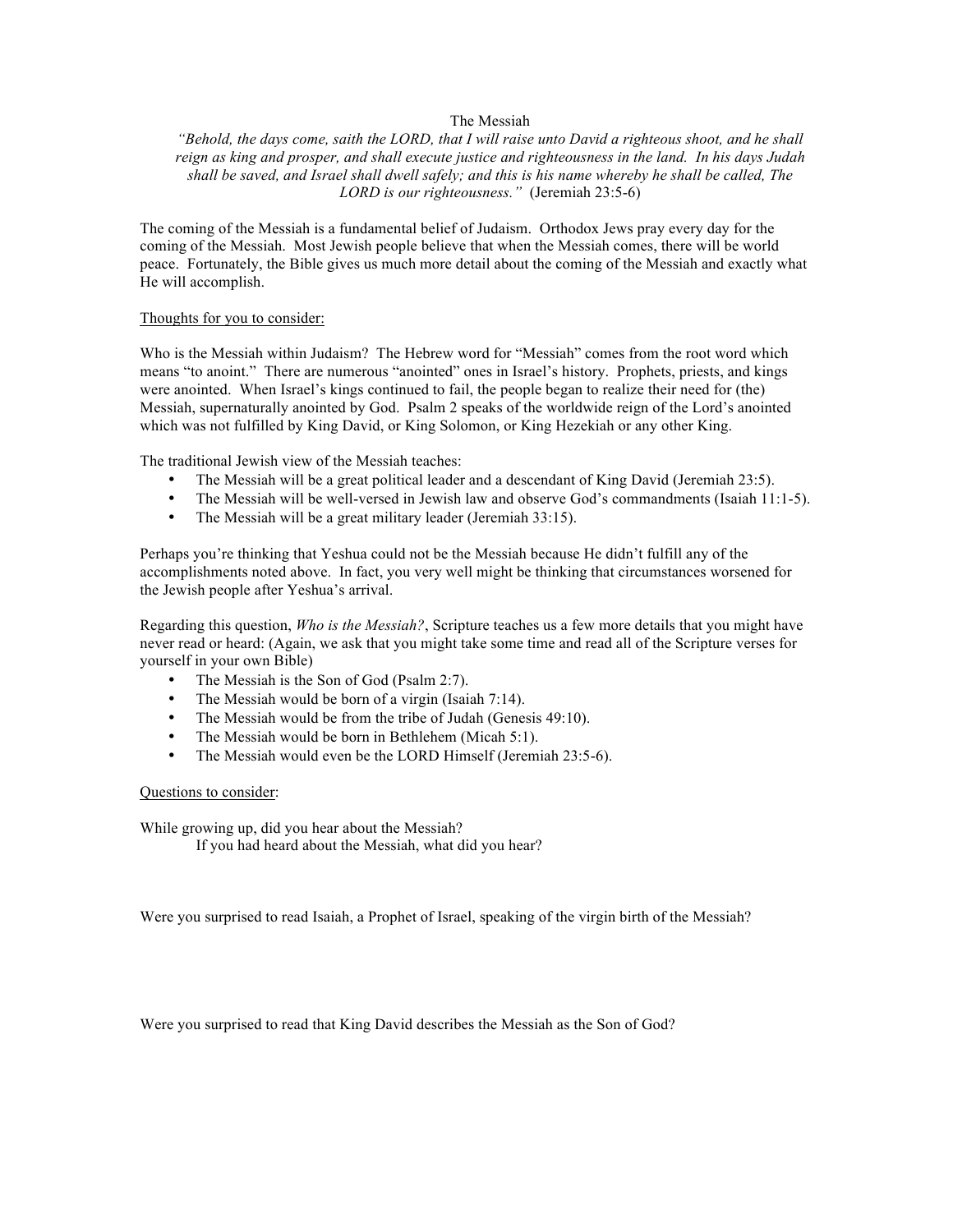# The Messiah

*"Behold, the days come, saith the LORD, that I will raise unto David a righteous shoot, and he shall reign as king and prosper, and shall execute justice and righteousness in the land. In his days Judah shall be saved, and Israel shall dwell safely; and this is his name whereby he shall be called, The LORD is our righteousness."* (Jeremiah 23:5-6)

The coming of the Messiah is a fundamental belief of Judaism. Orthodox Jews pray every day for the coming of the Messiah. Most Jewish people believe that when the Messiah comes, there will be world peace. Fortunately, the Bible gives us much more detail about the coming of the Messiah and exactly what He will accomplish.

## Thoughts for you to consider:

Who is the Messiah within Judaism? The Hebrew word for "Messiah" comes from the root word which means "to anoint." There are numerous "anointed" ones in Israel's history. Prophets, priests, and kings were anointed. When Israel's kings continued to fail, the people began to realize their need for (the) Messiah, supernaturally anointed by God. Psalm 2 speaks of the worldwide reign of the Lord's anointed which was not fulfilled by King David, or King Solomon, or King Hezekiah or any other King.

The traditional Jewish view of the Messiah teaches:

- The Messiah will be a great political leader and a descendant of King David (Jeremiah 23:5).
- The Messiah will be well-versed in Jewish law and observe God's commandments (Isaiah 11:1-5).
- The Messiah will be a great military leader (Jeremiah 33:15).

Perhaps you're thinking that Yeshua could not be the Messiah because He didn't fulfill any of the accomplishments noted above. In fact, you very well might be thinking that circumstances worsened for the Jewish people after Yeshua's arrival.

Regarding this question, *Who is the Messiah?*, Scripture teaches us a few more details that you might have never read or heard: (Again, we ask that you might take some time and read all of the Scripture verses for yourself in your own Bible)

- The Messiah is the Son of God (Psalm 2:7).
- The Messiah would be born of a virgin (Isaiah 7:14).
- The Messiah would be from the tribe of Judah (Genesis 49:10).
- The Messiah would be born in Bethlehem (Micah 5:1).
- The Messiah would even be the LORD Himself (Jeremiah 23:5-6).

## Questions to consider:

While growing up, did you hear about the Messiah?

If you had heard about the Messiah, what did you hear?

Were you surprised to read Isaiah, a Prophet of Israel, speaking of the virgin birth of the Messiah?

Were you surprised to read that King David describes the Messiah as the Son of God?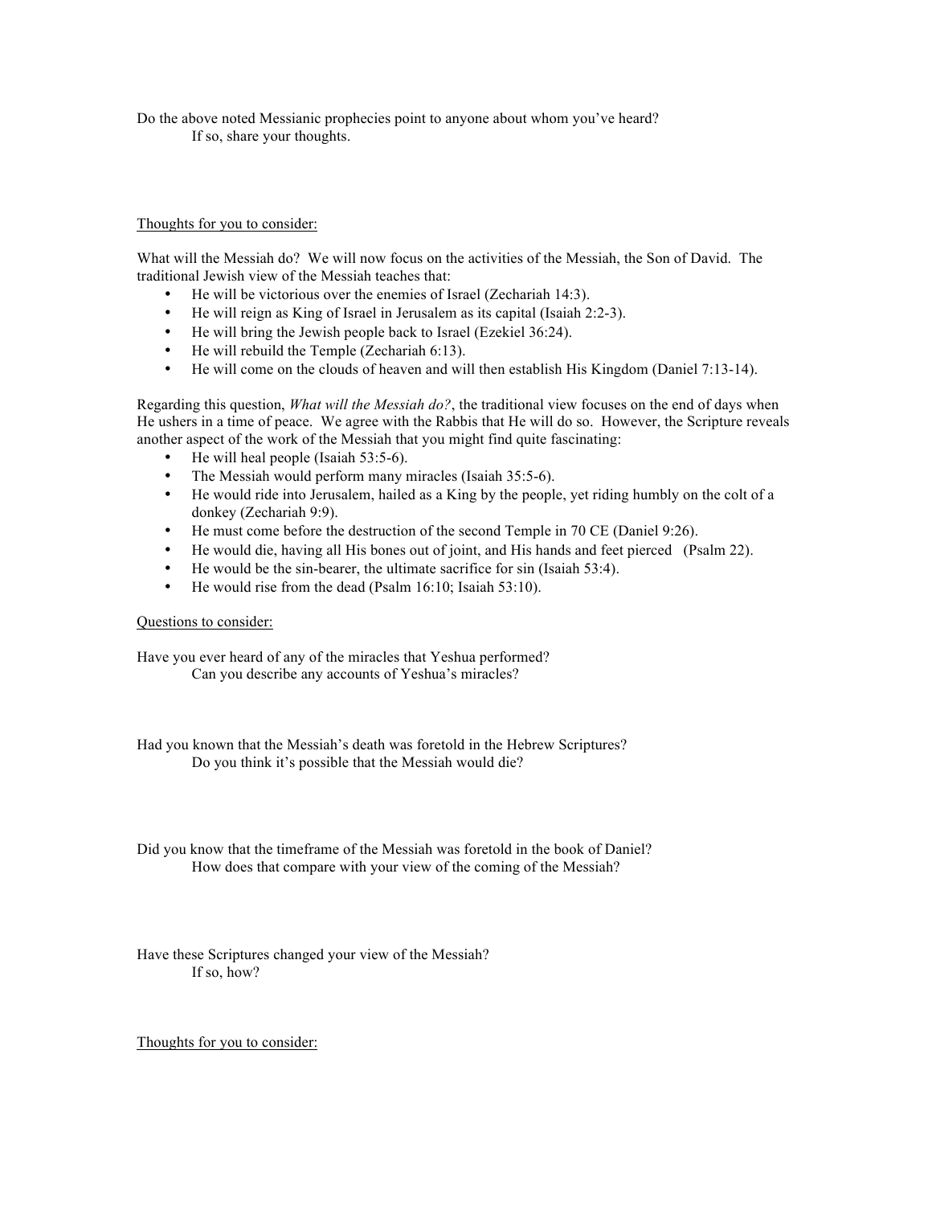Do the above noted Messianic prophecies point to anyone about whom you've heard?
    If so, share your thoughts.

Thoughts for you to consider:

What will the Messiah do? We will now focus on the activities of the Messiah, the Son of David. The traditional Jewish view of the Messiah teaches that:

- He will be victorious over the enemies of Israel (Zechariah 14:3).
- He will reign as King of Israel in Jerusalem as its capital (Isaiah 2:2-3).
- He will bring the Jewish people back to Israel (Ezekiel 36:24).
- He will rebuild the Temple (Zechariah 6:13).
- He will come on the clouds of heaven and will then establish His Kingdom (Daniel 7:13-14).

Regarding this question, *What will the Messiah do?*, the traditional view focuses on the end of days when He ushers in a time of peace. We agree with the Rabbis that He will do so. However, the Scripture reveals another aspect of the work of the Messiah that you might find quite fascinating:

- He will heal people (Isaiah 53:5-6).
- The Messiah would perform many miracles (Isaiah 35:5-6).
- He would ride into Jerusalem, hailed as a King by the people, yet riding humbly on the colt of a donkey (Zechariah 9:9).
- He must come before the destruction of the second Temple in 70 CE (Daniel 9:26).
- He would die, having all His bones out of joint, and His hands and feet pierced (Psalm 22).
- He would be the sin-bearer, the ultimate sacrifice for sin (Isaiah 53:4).
- He would rise from the dead (Psalm 16:10; Isaiah 53:10).

Questions to consider:

Have you ever heard of any of the miracles that Yeshua performed?
    Can you describe any accounts of Yeshua's miracles?

Had you known that the Messiah's death was foretold in the Hebrew Scriptures?
    Do you think it's possible that the Messiah would die?

Did you know that the timeframe of the Messiah was foretold in the book of Daniel?
    How does that compare with your view of the coming of the Messiah?

Have these Scriptures changed your view of the Messiah?
    If so, how?

Thoughts for you to consider: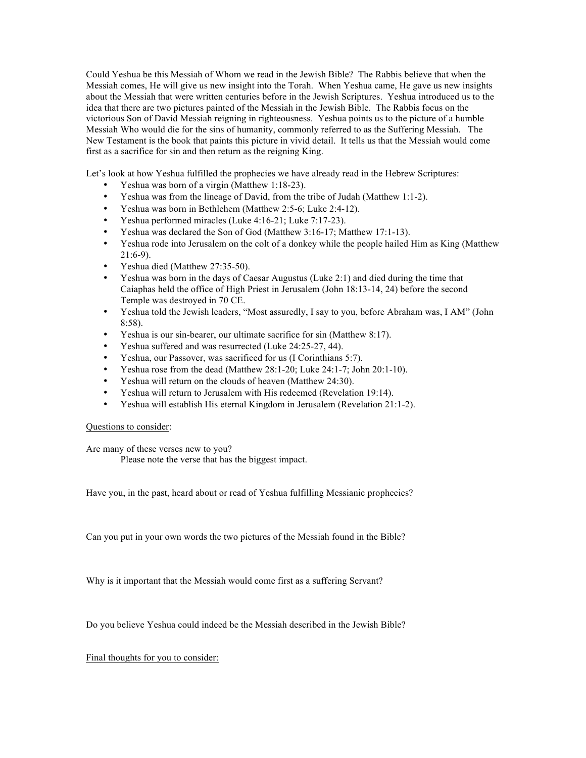Could Yeshua be this Messiah of Whom we read in the Jewish Bible? The Rabbis believe that when the Messiah comes, He will give us new insight into the Torah. When Yeshua came, He gave us new insights about the Messiah that were written centuries before in the Jewish Scriptures. Yeshua introduced us to the idea that there are two pictures painted of the Messiah in the Jewish Bible. The Rabbis focus on the victorious Son of David Messiah reigning in righteousness. Yeshua points us to the picture of a humble Messiah Who would die for the sins of humanity, commonly referred to as the Suffering Messiah. The New Testament is the book that paints this picture in vivid detail. It tells us that the Messiah would come first as a sacrifice for sin and then return as the reigning King.

Let's look at how Yeshua fulfilled the prophecies we have already read in the Hebrew Scriptures:

- Yeshua was born of a virgin (Matthew 1:18-23).
- Yeshua was from the lineage of David, from the tribe of Judah (Matthew 1:1-2).
- Yeshua was born in Bethlehem (Matthew 2:5-6; Luke 2:4-12).
- Yeshua performed miracles (Luke 4:16-21; Luke 7:17-23).
- Yeshua was declared the Son of God (Matthew 3:16-17; Matthew 17:1-13).
- Yeshua rode into Jerusalem on the colt of a donkey while the people hailed Him as King (Matthew 21:6-9).
- Yeshua died (Matthew 27:35-50).
- Yeshua was born in the days of Caesar Augustus (Luke 2:1) and died during the time that Caiaphas held the office of High Priest in Jerusalem (John 18:13-14, 24) before the second Temple was destroyed in 70 CE.
- Yeshua told the Jewish leaders, "Most assuredly, I say to you, before Abraham was, I AM" (John 8:58).
- Yeshua is our sin-bearer, our ultimate sacrifice for sin (Matthew 8:17).
- Yeshua suffered and was resurrected (Luke 24:25-27, 44).
- Yeshua, our Passover, was sacrificed for us (I Corinthians 5:7).
- Yeshua rose from the dead (Matthew 28:1-20; Luke 24:1-7; John 20:1-10).
- Yeshua will return on the clouds of heaven (Matthew 24:30).
- Yeshua will return to Jerusalem with His redeemed (Revelation 19:14).
- Yeshua will establish His eternal Kingdom in Jerusalem (Revelation 21:1-2).

<u>Questions to consider</u>:

Are many of these verses new to you?

Please note the verse that has the biggest impact.

Have you, in the past, heard about or read of Yeshua fulfilling Messianic prophecies?

Can you put in your own words the two pictures of the Messiah found in the Bible?

Why is it important that the Messiah would come first as a suffering Servant?

Do you believe Yeshua could indeed be the Messiah described in the Jewish Bible?

<u>Final thoughts for you to consider:</u>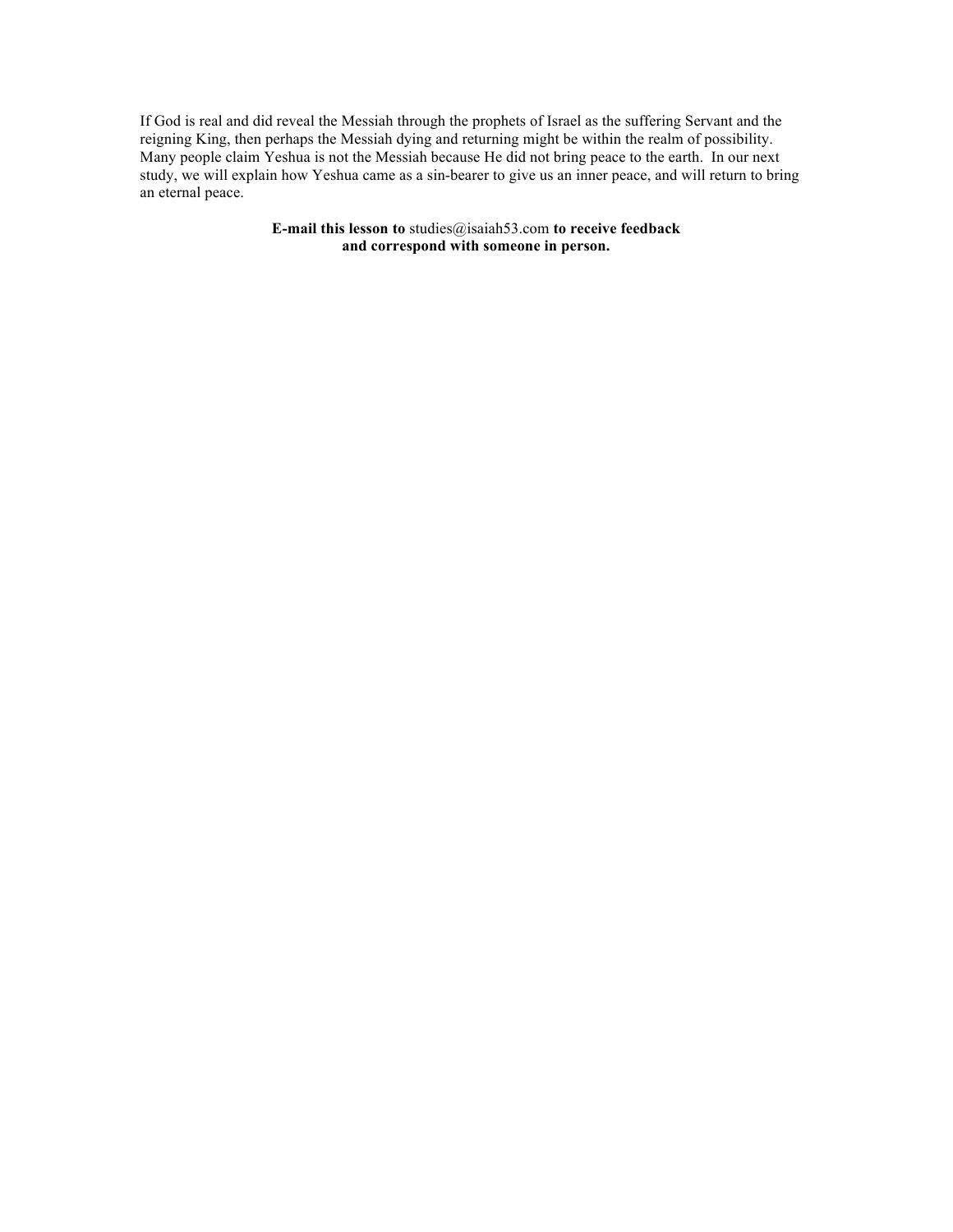If God is real and did reveal the Messiah through the prophets of Israel as the suffering Servant and the reigning King, then perhaps the Messiah dying and returning might be within the realm of possibility. Many people claim Yeshua is not the Messiah because He did not bring peace to the earth. In our next study, we will explain how Yeshua came as a sin-bearer to give us an inner peace, and will return to bring an eternal peace.

**E-mail this lesson to** studies@isaiah53.com **to receive feedback and correspond with someone in person.**